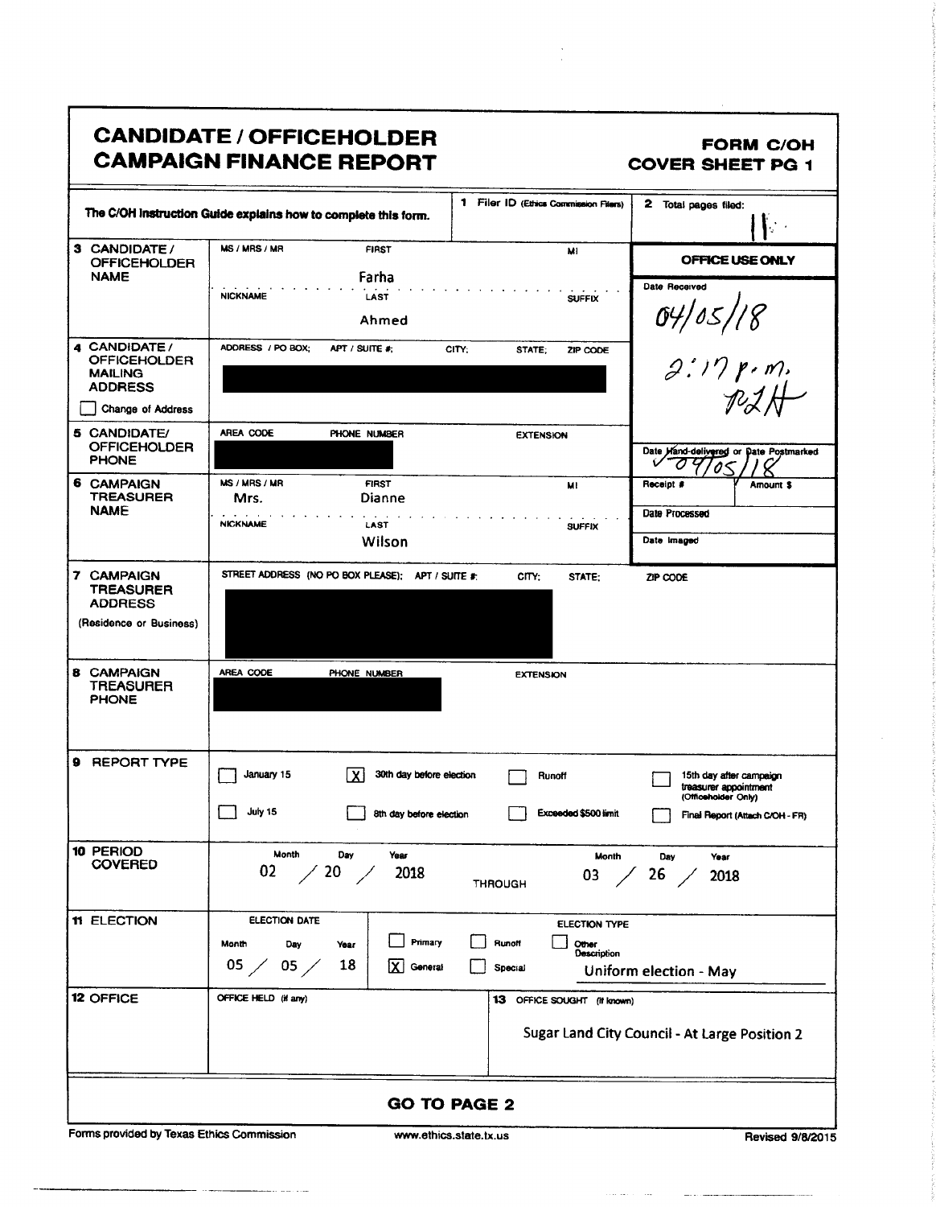# CANDIDATE / OFFICEHOLDER CAMPAIGN FINANCE REPORT

**FORM C/OH**
**COVER SHEET PG 1**

The C/OH Instruction Guide explains how to complete this form.

**1** Filer ID (Ethics Commission Filers):

**2** Total pages filed: 11

| | | |
|---|---|---|
| **3 CANDIDATE / OFFICEHOLDER NAME** | MS / MRS / MR: <br> FIRST: Farha <br> MI: <br> NICKNAME: <br> LAST: Ahmed <br> SUFFIX: | **OFFICE USE ONLY** <br> Date Received: 04/05/18 <br> 2:17 p.m. <br> RZH |
| **4 CANDIDATE / OFFICEHOLDER MAILING ADDRESS** <br> ☐ Change of Address | ADDRESS / PO BOX; APT / SUITE #; CITY; STATE; ZIP CODE <br> [REDACTED] | |
| **5 CANDIDATE/ OFFICEHOLDER PHONE** | AREA CODE / PHONE NUMBER / EXTENSION <br> [REDACTED] | Date Hand-delivered or Date Postmarked: ✓ 04/05/18 |
| **6 CAMPAIGN TREASURER NAME** | MS / MRS / MR: Mrs. <br> FIRST: Dianne <br> MI: <br> NICKNAME: <br> LAST: Wilson <br> SUFFIX: | Receipt # / Amount $ <br> Date Processed <br> Date Imaged |
| **7 CAMPAIGN TREASURER ADDRESS** (Residence or Business) | STREET ADDRESS (NO PO BOX PLEASE); APT / SUITE #; CITY; STATE; ZIP CODE <br> [REDACTED] | |
| **8 CAMPAIGN TREASURER PHONE** | AREA CODE / PHONE NUMBER / EXTENSION <br> [REDACTED] | |

**9 REPORT TYPE**

- ☐ January 15
- ☒ 30th day before election
- ☐ Runoff
- ☐ 15th day after campaign treasurer appointment (Officeholder Only)
- ☐ July 15
- ☐ 8th day before election
- ☐ Exceeded $500 limit
- ☐ Final Report (Attach C/OH - FR)

**10 PERIOD COVERED**

| Month | Day | Year | | Month | Day | Year |
|---|---|---|---|---|---|---|
| 02 | 20 | 2018 | THROUGH | 03 | 26 | 2018 |

**11 ELECTION**

ELECTION DATE: Month 05 / Day 05 / Year 18

ELECTION TYPE:

- ☐ Primary
- ☐ Runoff
- ☐ Other Description: Uniform election - May
- ☒ General
- ☐ Special

**12 OFFICE**

OFFICE HELD (if any):

**13** OFFICE SOUGHT (if known): Sugar Land City Council - At Large Position 2

**GO TO PAGE 2**

Forms provided by Texas Ethics Commission www.ethics.state.tx.us Revised 9/8/2015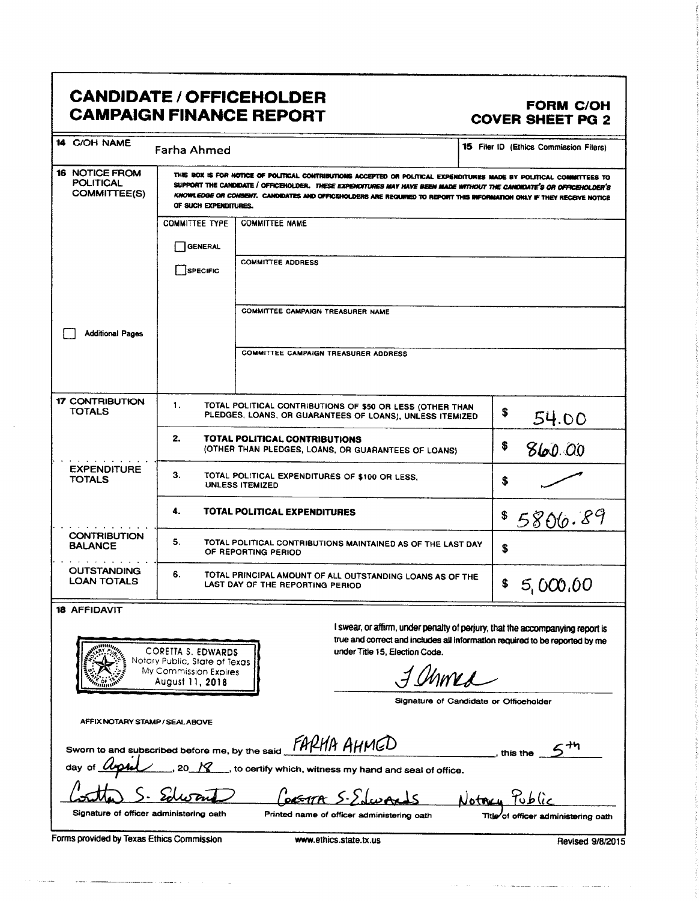# CANDIDATE / OFFICEHOLDER CAMPAIGN FINANCE REPORT

**FORM C/OH**
**COVER SHEET PG 2**

| | | |
|---|---|---|
| **14** C/OH NAME | Farha Ahmed | **15** Filer ID (Ethics Commission Filers) |

**16 NOTICE FROM POLITICAL COMMITTEE(S)**

THIS BOX IS FOR NOTICE OF POLITICAL CONTRIBUTIONS ACCEPTED OR POLITICAL EXPENDITURES MADE BY POLITICAL COMMITTEES TO SUPPORT THE CANDIDATE / OFFICEHOLDER. *THESE EXPENDITURES MAY HAVE BEEN MADE WITHOUT THE CANDIDATE'S OR OFFICEHOLDER'S KNOWLEDGE OR CONSENT.* CANDIDATES AND OFFICEHOLDERS ARE REQUIRED TO REPORT THIS INFORMATION ONLY IF THEY RECEIVE NOTICE OF SUCH EXPENDITURES.

| COMMITTEE TYPE | |
|---|---|
| ☐ GENERAL | COMMITTEE NAME |
| ☐ SPECIFIC | COMMITTEE ADDRESS |
| | COMMITTEE CAMPAIGN TREASURER NAME |
| | COMMITTEE CAMPAIGN TREASURER ADDRESS |

☐ Additional Pages

| | | | |
|---|---|---|---|
| **17 CONTRIBUTION TOTALS** | 1. | TOTAL POLITICAL CONTRIBUTIONS OF $50 OR LESS (OTHER THAN PLEDGES, LOANS, OR GUARANTEES OF LOANS), UNLESS ITEMIZED | $ 54.00 |
| | 2. | **TOTAL POLITICAL CONTRIBUTIONS** (OTHER THAN PLEDGES, LOANS, OR GUARANTEES OF LOANS) | $ 860.00 |
| **EXPENDITURE TOTALS** | 3. | TOTAL POLITICAL EXPENDITURES OF $100 OR LESS, UNLESS ITEMIZED | $ — |
| | 4. | **TOTAL POLITICAL EXPENDITURES** | $ 5806.89 |
| **CONTRIBUTION BALANCE** | 5. | TOTAL POLITICAL CONTRIBUTIONS MAINTAINED AS OF THE LAST DAY OF REPORTING PERIOD | $ |
| **OUTSTANDING LOAN TOTALS** | 6. | TOTAL PRINCIPAL AMOUNT OF ALL OUTSTANDING LOANS AS OF THE LAST DAY OF THE REPORTING PERIOD | $ 5,000.00 |

**18 AFFIDAVIT**

CORETTA S. EDWARDS
Notary Public, State of Texas
My Commission Expires
August 11, 2018

AFFIX NOTARY STAMP / SEAL ABOVE

I swear, or affirm, under penalty of perjury, that the accompanying report is true and correct and includes all information required to be reported by me under Title 15, Election Code.

F Ahmed
Signature of Candidate or Officeholder

Sworn to and subscribed before me, by the said FARHA AHMED, this the 5th day of April, 20 18, to certify which, witness my hand and seal of office.

| Coretta S. Edwards | CORETTA S. EDWARDS | Notary Public |
|---|---|---|
| Signature of officer administering oath | Printed name of officer administering oath | Title of officer administering oath |

Forms provided by Texas Ethics Commission www.ethics.state.tx.us Revised 9/8/2015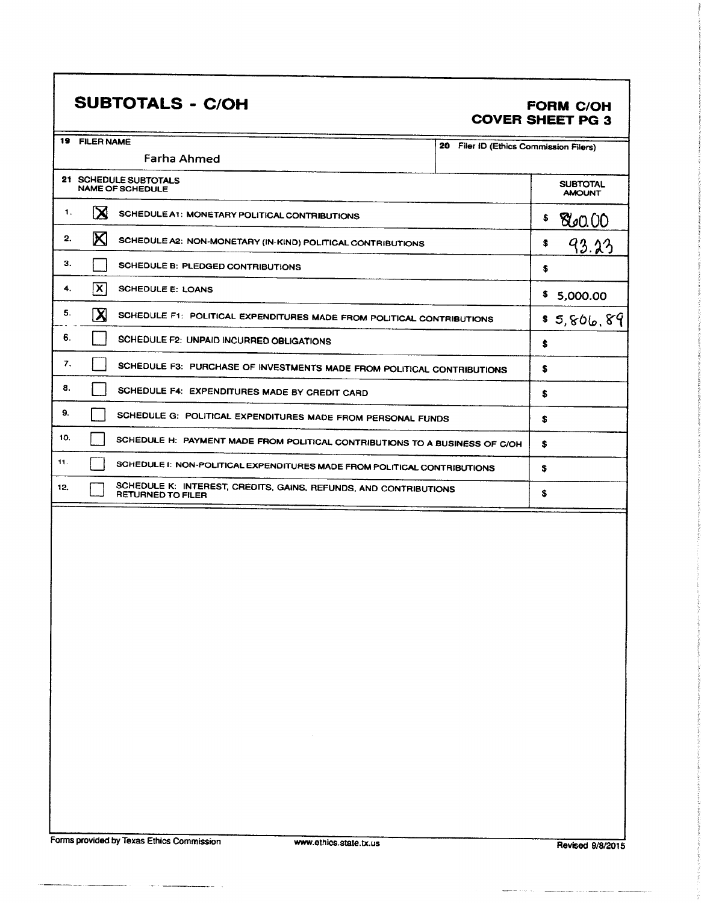# SUBTOTALS - C/OH

**FORM C/OH**
**COVER SHEET PG 3**

| 19 FILER NAME | 20 Filer ID (Ethics Commission Filers) |
|---|---|
| Farha Ahmed | |

| 21 SCHEDULE SUBTOTALS NAME OF SCHEDULE | | | SUBTOTAL AMOUNT |
|---|---|---|---|
| 1. | [X] | SCHEDULE A1: MONETARY POLITICAL CONTRIBUTIONS | $ 860.00 |
| 2. | [X] | SCHEDULE A2: NON-MONETARY (IN-KIND) POLITICAL CONTRIBUTIONS | $ 93.23 |
| 3. | [ ] | SCHEDULE B: PLEDGED CONTRIBUTIONS | $ |
| 4. | [X] | SCHEDULE E: LOANS | $ 5,000.00 |
| 5. | [X] | SCHEDULE F1: POLITICAL EXPENDITURES MADE FROM POLITICAL CONTRIBUTIONS | $ 5,806.89 |
| 6. | [ ] | SCHEDULE F2: UNPAID INCURRED OBLIGATIONS | $ |
| 7. | [ ] | SCHEDULE F3: PURCHASE OF INVESTMENTS MADE FROM POLITICAL CONTRIBUTIONS | $ |
| 8. | [ ] | SCHEDULE F4: EXPENDITURES MADE BY CREDIT CARD | $ |
| 9. | [ ] | SCHEDULE G: POLITICAL EXPENDITURES MADE FROM PERSONAL FUNDS | $ |
| 10. | [ ] | SCHEDULE H: PAYMENT MADE FROM POLITICAL CONTRIBUTIONS TO A BUSINESS OF C/OH | $ |
| 11. | [ ] | SCHEDULE I: NON-POLITICAL EXPENDITURES MADE FROM POLITICAL CONTRIBUTIONS | $ |
| 12. | [ ] | SCHEDULE K: INTEREST, CREDITS, GAINS, REFUNDS, AND CONTRIBUTIONS RETURNED TO FILER | $ |

Forms provided by Texas Ethics Commission www.ethics.state.tx.us Revised 9/8/2015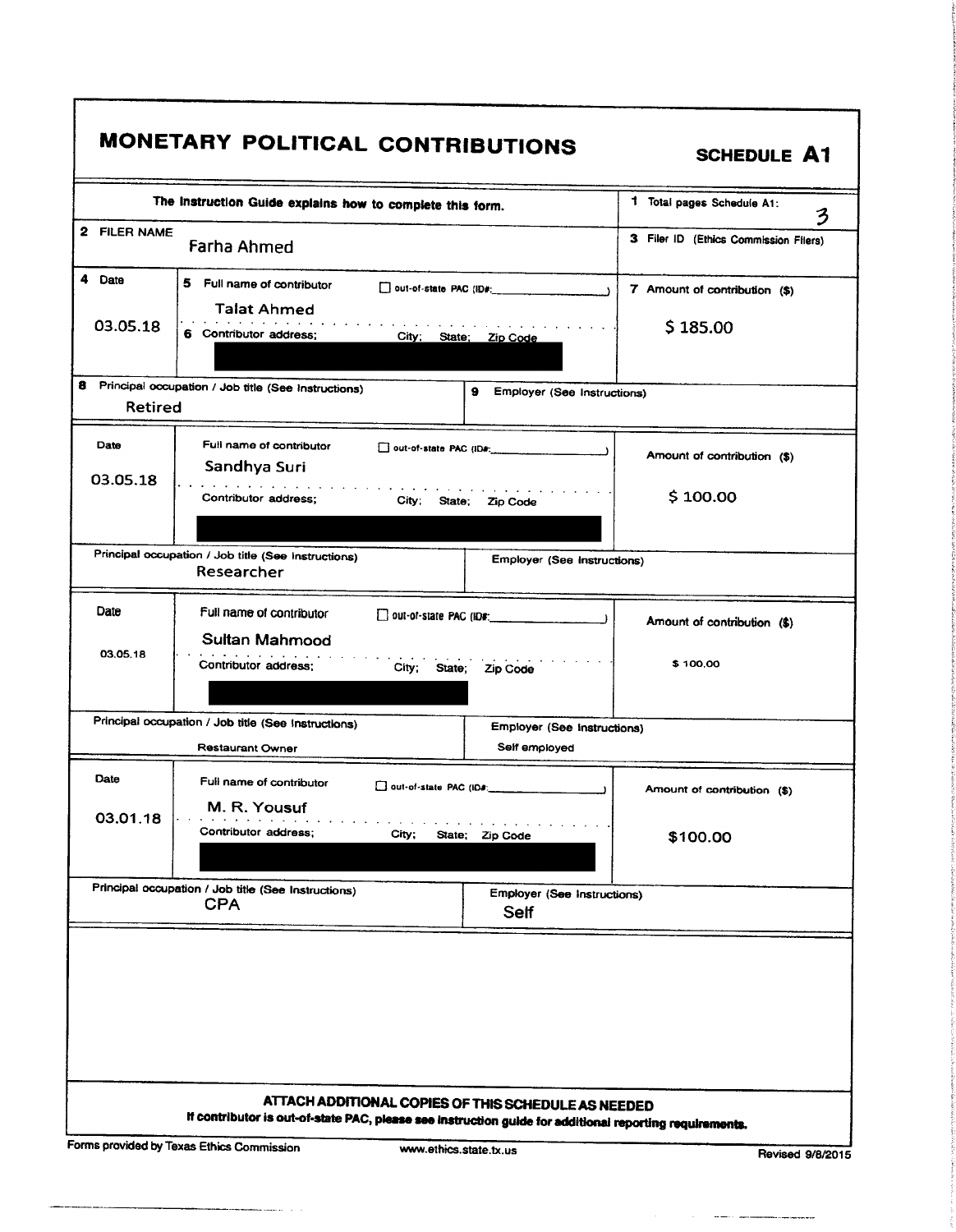# MONETARY POLITICAL CONTRIBUTIONS

**SCHEDULE A1**

The Instruction Guide explains how to complete this form.

**1** Total pages Schedule A1: 3

**2** FILER NAME: Farha Ahmed

**3** Filer ID (Ethics Commission Filers):

| Date | Full name of contributor / Contributor address; City; State; Zip Code | Amount of contribution ($) |
|---|---|---|
| 03.05.18 | Talat Ahmed<br>[redacted] | $ 185.00 |

Principal occupation / Job title (See Instructions): Retired
Employer (See Instructions):

| Date | Full name of contributor / Contributor address; City; State; Zip Code | Amount of contribution ($) |
|---|---|---|
| 03.05.18 | Sandhya Suri<br>[redacted] | $ 100.00 |

Principal occupation / Job title (See Instructions): Researcher
Employer (See Instructions):

| Date | Full name of contributor / Contributor address; City; State; Zip Code | Amount of contribution ($) |
|---|---|---|
| 03.05.18 | Sultan Mahmood<br>[redacted] | $ 100.00 |

Principal occupation / Job title (See Instructions): Restaurant Owner
Employer (See Instructions): Self employed

| Date | Full name of contributor / Contributor address; City; State; Zip Code | Amount of contribution ($) |
|---|---|---|
| 03.01.18 | M. R. Yousuf<br>[redacted] | $100.00 |

Principal occupation / Job title (See Instructions): CPA
Employer (See Instructions): Self

**ATTACH ADDITIONAL COPIES OF THIS SCHEDULE AS NEEDED**

**If contributor is out-of-state PAC, please see instruction guide for additional reporting requirements.**

Forms provided by Texas Ethics Commission www.ethics.state.tx.us Revised 9/8/2015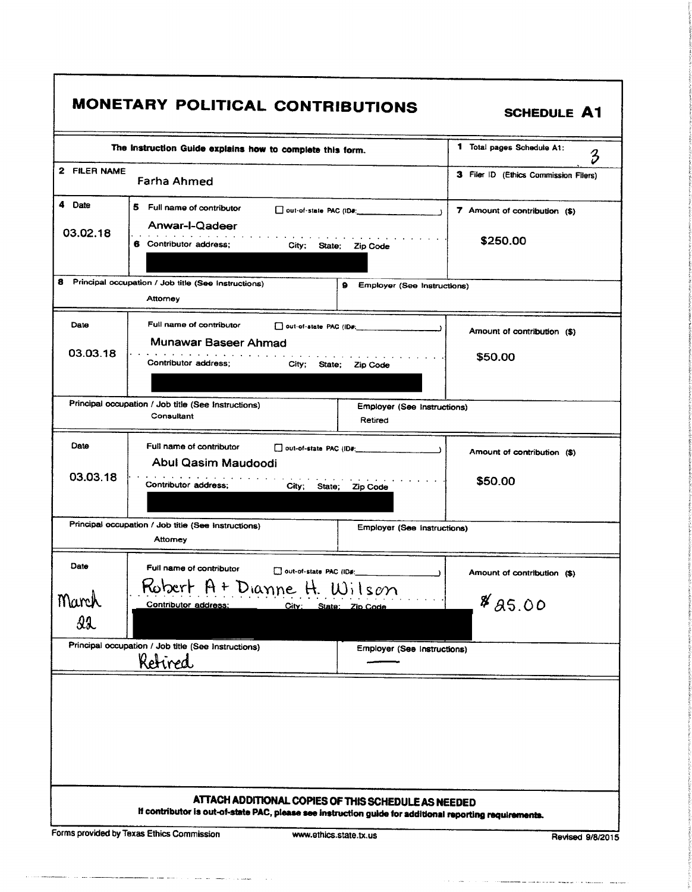# MONETARY POLITICAL CONTRIBUTIONS

**SCHEDULE A1**

| The Instruction Guide explains how to complete this form. | 1 Total pages Schedule A1: 3 |
|---|---|
| 2 FILER NAME: Farha Ahmed | 3 Filer ID (Ethics Commission Filers) |

| 4 Date | 5 Full name of contributor / 6 Contributor address; City; State; Zip Code | 7 Amount of contribution ($) |
|---|---|---|
| 03.02.18 | Anwar-I-Qadeer | $250.00 |
| | 8 Principal occupation / Job title (See Instructions): Attorney | 9 Employer (See Instructions): |
| 03.03.18 | Munawar Baseer Ahmad | $50.00 |
| | Principal occupation / Job title (See Instructions): Consultant | Employer (See Instructions): Retired |
| 03.03.18 | Abul Qasim Maudoodi | $50.00 |
| | Principal occupation / Job title (See Instructions): Attorney | Employer (See Instructions): |
| March 22 | Robert A + Dianne H. Wilson | $25.00 |
| | Principal occupation / Job title (See Instructions): Retired | Employer (See Instructions): — |

**ATTACH ADDITIONAL COPIES OF THIS SCHEDULE AS NEEDED**

**If contributor is out-of-state PAC, please see instruction guide for additional reporting requirements.**

Forms provided by Texas Ethics Commission    www.ethics.state.tx.us    Revised 9/8/2015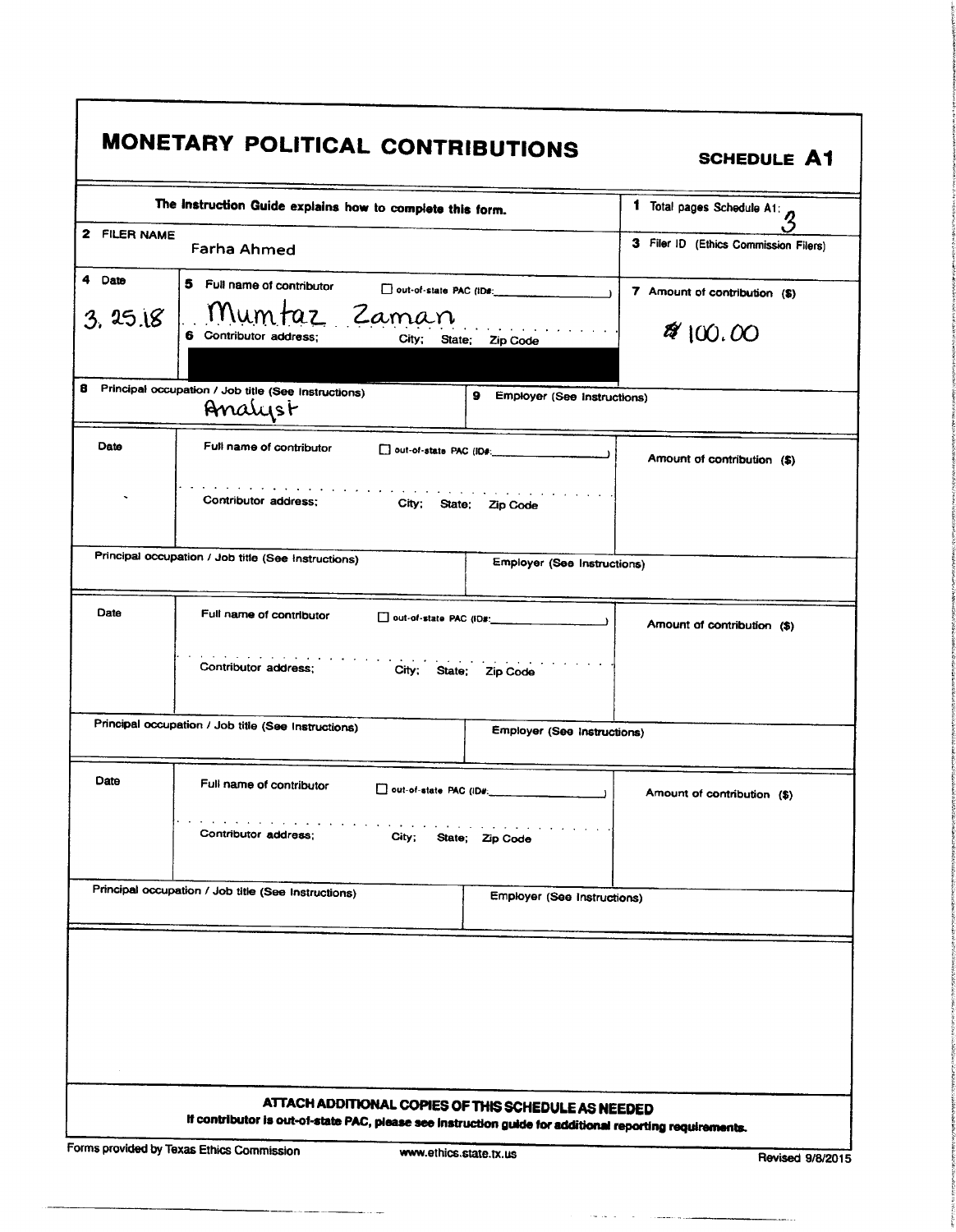# MONETARY POLITICAL CONTRIBUTIONS

**SCHEDULE A1**

| The Instruction Guide explains how to complete this form. | | | 1 Total pages Schedule A1: 3 |
|---|---|---|---|
| 2 FILER NAME | Farha Ahmed | | 3 Filer ID (Ethics Commission Filers) |
| 4 Date<br>3.25.18 | 5 Full name of contributor ☐ out-of-state PAC (ID#: ) <br>Mumtaz Zaman<br>6 Contributor address; City; State; Zip Code<br>[REDACTED] | | 7 Amount of contribution ($)<br>$100.00 |
| 8 Principal occupation / Job title (See Instructions)<br>Analyst | | 9 Employer (See Instructions) | |
| Date | Full name of contributor ☐ out-of-state PAC (ID#: )<br>Contributor address; City; State; Zip Code | | Amount of contribution ($) |
| Principal occupation / Job title (See Instructions) | | Employer (See Instructions) | |
| Date | Full name of contributor ☐ out-of-state PAC (ID#: )<br>Contributor address; City; State; Zip Code | | Amount of contribution ($) |
| Principal occupation / Job title (See Instructions) | | Employer (See Instructions) | |
| Date | Full name of contributor ☐ out-of-state PAC (ID#: )<br>Contributor address; City; State; Zip Code | | Amount of contribution ($) |
| Principal occupation / Job title (See Instructions) | | Employer (See Instructions) | |

**ATTACH ADDITIONAL COPIES OF THIS SCHEDULE AS NEEDED**

**If contributor is out-of-state PAC, please see instruction guide for additional reporting requirements.**

Forms provided by Texas Ethics Commission www.ethics.state.tx.us Revised 9/8/2015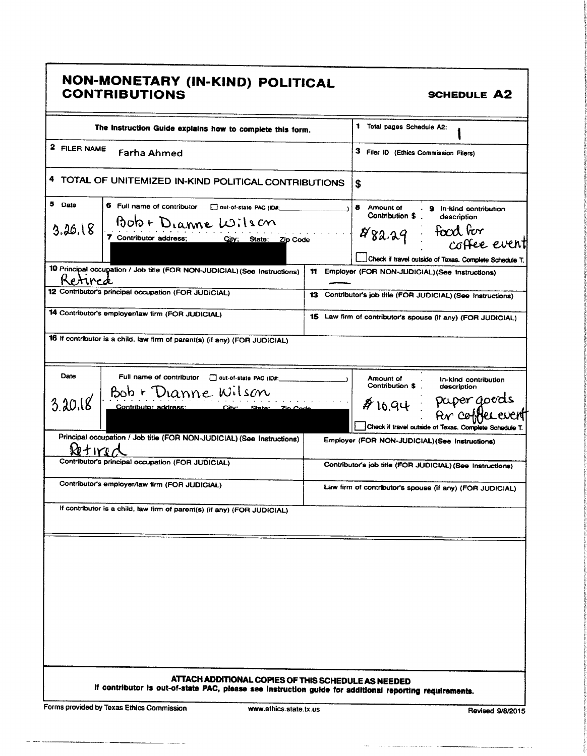# NON-MONETARY (IN-KIND) POLITICAL CONTRIBUTIONS

**SCHEDULE A2**

| The Instruction Guide explains how to complete this form. | 1 Total pages Schedule A2: 1 |
|---|---|
| 2 FILER NAME Farha Ahmed | 3 Filer ID (Ethics Commission Filers) |
| 4 TOTAL OF UNITEMIZED IN-KIND POLITICAL CONTRIBUTIONS | $ |

| 5 Date | 6 Full name of contributor ☐ out-of-state PAC (ID#: ) | 8 Amount of Contribution $ | 9 In-kind contribution description |
|---|---|---|---|
| 3.26.18 | Bob + Dianne Wilson | $82.29 | food for coffee event |
| | 7 Contributor address; City; State; Zip Code [REDACTED] | ☐ Check if travel outside of Texas. Complete Schedule T. | |

| 10 Principal occupation / Job title (FOR NON-JUDICIAL) (See Instructions) | 11 Employer (FOR NON-JUDICIAL) (See Instructions) |
|---|---|
| Retired | — |
| 12 Contributor's principal occupation (FOR JUDICIAL) | 13 Contributor's job title (FOR JUDICIAL) (See Instructions) |
| 14 Contributor's employer/law firm (FOR JUDICIAL) | 15 Law firm of contributor's spouse (if any) (FOR JUDICIAL) |
| 16 If contributor is a child, law firm of parent(s) (if any) (FOR JUDICIAL) | |

| Date | Full name of contributor ☐ out-of-state PAC (ID#: ) | Amount of Contribution $ | In-kind contribution description |
|---|---|---|---|
| 3.20.18 | Bob + Dianne Wilson | $16.94 | paper goods for coffee event |
| | Contributor address; City; State; Zip Code [REDACTED] | ☐ Check if travel outside of Texas. Complete Schedule T. | |

| Principal occupation / Job title (FOR NON-JUDICIAL) (See Instructions) | Employer (FOR NON-JUDICIAL) (See Instructions) |
|---|---|
| Retired | |
| Contributor's principal occupation (FOR JUDICIAL) | Contributor's job title (FOR JUDICIAL) (See Instructions) |
| Contributor's employer/law firm (FOR JUDICIAL) | Law firm of contributor's spouse (if any) (FOR JUDICIAL) |
| If contributor is a child, law firm of parent(s) (if any) (FOR JUDICIAL) | |

**ATTACH ADDITIONAL COPIES OF THIS SCHEDULE AS NEEDED**

**If contributor is out-of-state PAC, please see instruction guide for additional reporting requirements.**

Forms provided by Texas Ethics Commission www.ethics.state.tx.us Revised 9/8/2015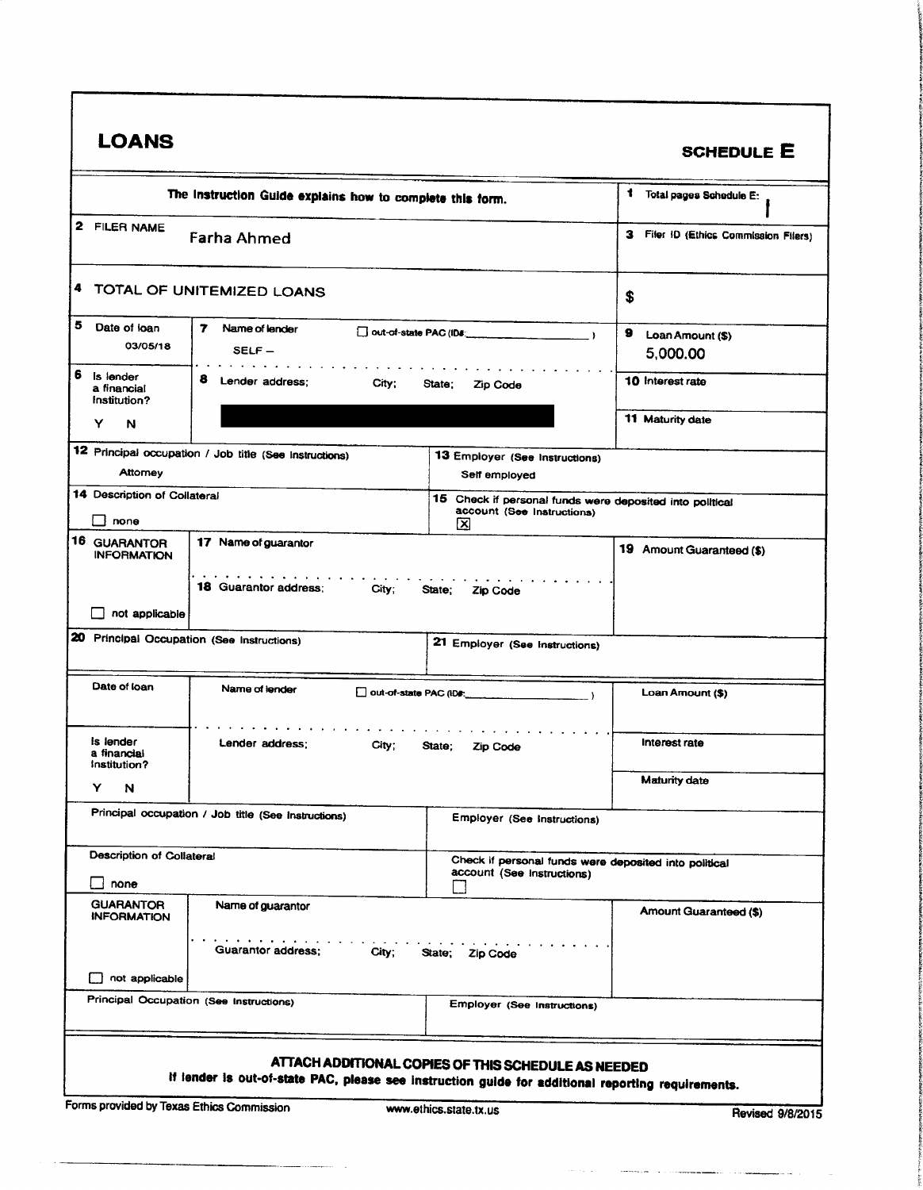# LOANS

## SCHEDULE E

| The Instruction Guide explains how to complete this form. | | | 1 Total pages Schedule E: 1 |
|---|---|---|---|
| 2 FILER NAME | Farha Ahmed | | 3 Filer ID (Ethics Commission Filers) |
| 4 TOTAL OF UNITEMIZED LOANS | | | $ |
| 5 Date of loan 03/05/18 | 7 Name of lender SELF – | ☐ out-of-state PAC (ID#: ) | 9 Loan Amount ($) 5,000.00 |
| 6 Is lender a financial institution? Y N | 8 Lender address; City; State; Zip Code [REDACTED] | | 10 Interest rate |
| | | | 11 Maturity date |
| 12 Principal occupation / Job title (See Instructions) Attorney | | 13 Employer (See Instructions) Self employed | |
| 14 Description of Collateral ☐ none | | 15 Check if personal funds were deposited into political account (See Instructions) ☒ | |
| 16 GUARANTOR INFORMATION ☐ not applicable | 17 Name of guarantor | | 19 Amount Guaranteed ($) |
| | 18 Guarantor address; City; State; Zip Code | | |
| 20 Principal Occupation (See Instructions) | | 21 Employer (See Instructions) | |

| Date of loan | Name of lender | ☐ out-of-state PAC (ID#: ) | Loan Amount ($) |
|---|---|---|---|
| Is lender a financial institution? Y N | Lender address; City; State; Zip Code | | Interest rate |
| | | | Maturity date |
| Principal occupation / Job title (See Instructions) | | Employer (See Instructions) | |
| Description of Collateral ☐ none | | Check if personal funds were deposited into political account (See Instructions) ☐ | |
| GUARANTOR INFORMATION ☐ not applicable | Name of guarantor | | Amount Guaranteed ($) |
| | Guarantor address; City; State; Zip Code | | |
| Principal Occupation (See Instructions) | | Employer (See Instructions) | |

**ATTACH ADDITIONAL COPIES OF THIS SCHEDULE AS NEEDED**

**If lender is out-of-state PAC, please see instruction guide for additional reporting requirements.**

Forms provided by Texas Ethics Commission www.ethics.state.tx.us Revised 9/8/2015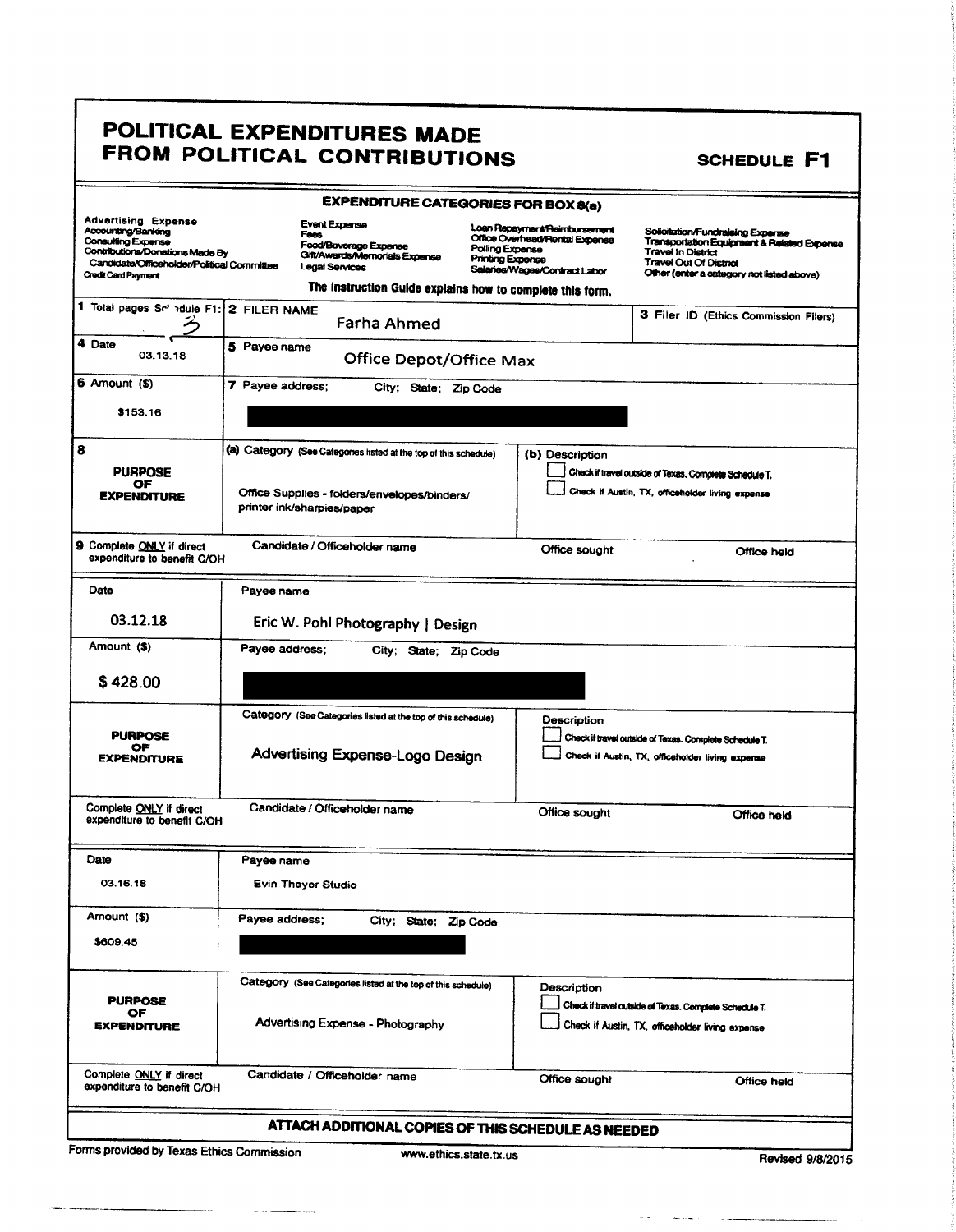# POLITICAL EXPENDITURES MADE FROM POLITICAL CONTRIBUTIONS

**SCHEDULE F1**

**EXPENDITURE CATEGORIES FOR BOX 8(a)**

| | | | |
|---|---|---|---|
| Advertising Expense | Event Expense | Loan Repayment/Reimbursement | Solicitation/Fundraising Expense |
| Accounting/Banking | Fees | Office Overhead/Rental Expense | Transportation Equipment & Related Expense |
| Consulting Expense | Food/Beverage Expense | Polling Expense | Travel In District |
| Contributions/Donations Made By Candidate/Officeholder/Political Committee | Gift/Awards/Memorials Expense | Printing Expense | Travel Out Of District |
| Credit Card Payment | Legal Services | Salaries/Wages/Contract Labor | Other (enter a category not listed above) |

**The Instruction Guide explains how to complete this form.**

| | | |
|---|---|---|
| 1 Total pages Schedule F1: 3 | 2 FILER NAME Farha Ahmed | 3 Filer ID (Ethics Commission Filers) |
| 4 Date 03.13.18 | 5 Payee name Office Depot/Office Max | |
| 6 Amount ($) $153.16 | 7 Payee address; City; State; Zip Code [REDACTED] | |
| 8 PURPOSE OF EXPENDITURE | (a) Category (See Categories listed at the top of this schedule) Office Supplies - folders/envelopes/binders/ printer ink/sharpies/paper | (b) Description ☐ Check if travel outside of Texas. Complete Schedule T. ☐ Check if Austin, TX, officeholder living expense |
| 9 Complete ONLY if direct expenditure to benefit C/OH | Candidate / Officeholder name | Office sought / Office held |

| | | |
|---|---|---|
| Date 03.12.18 | Payee name Eric W. Pohl Photography \| Design | |
| Amount ($) $ 428.00 | Payee address; City; State; Zip Code [REDACTED] | |
| PURPOSE OF EXPENDITURE | Category (See Categories listed at the top of this schedule) Advertising Expense-Logo Design | Description ☐ Check if travel outside of Texas. Complete Schedule T. ☐ Check if Austin, TX, officeholder living expense |
| Complete ONLY if direct expenditure to benefit C/OH | Candidate / Officeholder name | Office sought / Office held |

| | | |
|---|---|---|
| Date 03.16.18 | Payee name Evin Thayer Studio | |
| Amount ($) $609.45 | Payee address; City; State; Zip Code [REDACTED] | |
| PURPOSE OF EXPENDITURE | Category (See Categories listed at the top of this schedule) Advertising Expense - Photography | Description ☐ Check if travel outside of Texas. Complete Schedule T. ☐ Check if Austin, TX, officeholder living expense |
| Complete ONLY if direct expenditure to benefit C/OH | Candidate / Officeholder name | Office sought / Office held |

**ATTACH ADDITIONAL COPIES OF THIS SCHEDULE AS NEEDED**

Forms provided by Texas Ethics Commission www.ethics.state.tx.us Revised 9/8/2015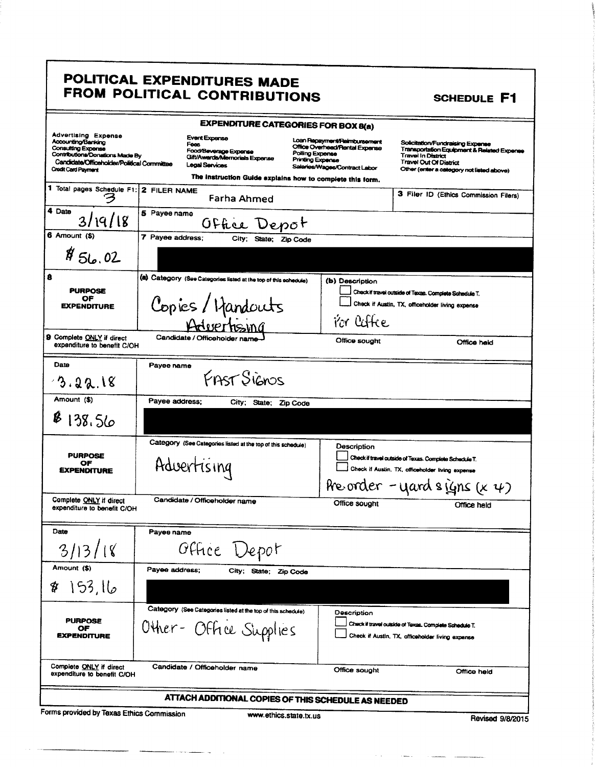# POLITICAL EXPENDITURES MADE FROM POLITICAL CONTRIBUTIONS

**SCHEDULE F1**

### EXPENDITURE CATEGORIES FOR BOX 8(a)

| | | | |
|---|---|---|---|
| Advertising Expense<br>Accounting/Banking<br>Consulting Expense<br>Contributions/Donations Made By Candidate/Officeholder/Political Committee<br>Credit Card Payment | Event Expense<br>Fees<br>Food/Beverage Expense<br>Gift/Awards/Memorials Expense<br>Legal Services | Loan Repayment/Reimbursement<br>Office Overhead/Rental Expense<br>Polling Expense<br>Printing Expense<br>Salaries/Wages/Contract Labor | Solicitation/Fundraising Expense<br>Transportation Equipment & Related Expense<br>Travel In District<br>Travel Out Of District<br>Other (enter a category not listed above) |

**The Instruction Guide explains how to complete this form.**

| | | |
|---|---|---|
| 1 Total pages Schedule F1: 3 | 2 FILER NAME Farha Ahmed | 3 Filer ID (Ethics Commission Filers) |

| | |
|---|---|
| 4 Date 3/19/18 | 5 Payee name Office Depot |
| 6 Amount ($) $56.02 | 7 Payee address; City; State; Zip Code |
| 8 PURPOSE OF EXPENDITURE | (a) Category (See Categories listed at the top of this schedule) Copies / Handouts Advertising<br>(b) Description ☐ Check if travel outside of Texas. Complete Schedule T. ☐ Check if Austin, TX, officeholder living expense<br>For Office |
| 9 Complete ONLY if direct expenditure to benefit C/OH | Candidate / Officeholder name — Office sought — Office held |

| | |
|---|---|
| Date 3.22.18 | Payee name FAST SIGNS |
| Amount ($) $138.56 | Payee address; City; State; Zip Code |
| PURPOSE OF EXPENDITURE | Category (See Categories listed at the top of this schedule) Advertising<br>Description ☐ Check if travel outside of Texas. Complete Schedule T. ☐ Check if Austin, TX, officeholder living expense<br>Pre-order - yard signs (x 4) |
| Complete ONLY if direct expenditure to benefit C/OH | Candidate / Officeholder name — Office sought — Office held |

| | |
|---|---|
| Date 3/13/18 | Payee name Office Depot |
| Amount ($) $153.16 | Payee address; City; State; Zip Code |
| PURPOSE OF EXPENDITURE | Category (See Categories listed at the top of this schedule) Other - Office Supplies<br>Description ☐ Check if travel outside of Texas. Complete Schedule T. ☐ Check if Austin, TX, officeholder living expense |
| Complete ONLY if direct expenditure to benefit C/OH | Candidate / Officeholder name — Office sought — Office held |

**ATTACH ADDITIONAL COPIES OF THIS SCHEDULE AS NEEDED**

Forms provided by Texas Ethics Commission www.ethics.state.tx.us Revised 9/8/2015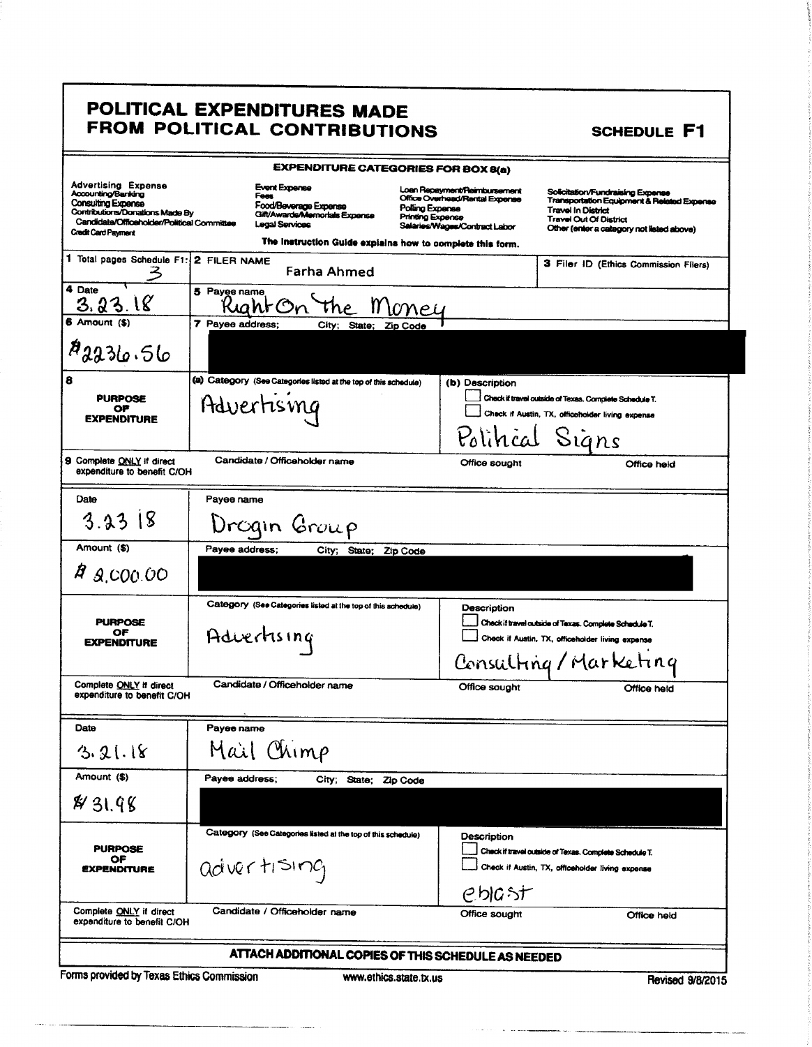# POLITICAL EXPENDITURES MADE FROM POLITICAL CONTRIBUTIONS

**SCHEDULE F1**

**EXPENDITURE CATEGORIES FOR BOX 8(a)**

| | | | |
|---|---|---|---|
| Advertising Expense | Event Expense | Loan Repayment/Reimbursement | Solicitation/Fundraising Expense |
| Accounting/Banking | Fees | Office Overhead/Rental Expense | Transportation Equipment & Related Expense |
| Consulting Expense | Food/Beverage Expense | Polling Expense | Travel In District |
| Contributions/Donations Made By Candidate/Officeholder/Political Committee | Gift/Awards/Memorials Expense | Printing Expense | Travel Out Of District |
| Credit Card Payment | Legal Services | Salaries/Wages/Contract Labor | Other (enter a category not listed above) |

The Instruction Guide explains how to complete this form.

| | | |
|---|---|---|
| 1 Total pages Schedule F1: 3 | 2 FILER NAME: Farha Ahmed | 3 Filer ID (Ethics Commission Filers) |

| | |
|---|---|
| 4 Date: 3.23.18 | 5 Payee name: Right On the Money |
| 6 Amount ($): $2236.56 | 7 Payee address; City; State; Zip Code: [redacted] |
| 8 PURPOSE OF EXPENDITURE | (a) Category (See Categories listed at the top of this schedule): Advertising — (b) Description: Political Signs |
| | ☐ Check if travel outside of Texas. Complete Schedule T. ☐ Check if Austin, TX, officeholder living expense |
| 9 Complete ONLY if direct expenditure to benefit C/OH | Candidate / Officeholder name — Office sought — Office held |

| | |
|---|---|
| Date: 3.23 18 | Payee name: Drogin Group |
| Amount ($): $2,000.00 | Payee address; City; State; Zip Code: [redacted] |
| PURPOSE OF EXPENDITURE | Category (See Categories listed at the top of this schedule): Advertising — Description: Consulting / Marketing |
| | ☐ Check if travel outside of Texas. Complete Schedule T. ☐ Check if Austin, TX, officeholder living expense |
| Complete ONLY if direct expenditure to benefit C/OH | Candidate / Officeholder name — Office sought — Office held |

| | |
|---|---|
| Date: 3.21.18 | Payee name: Mail Chimp |
| Amount ($): $31.98 | Payee address; City; State; Zip Code: [redacted] |
| PURPOSE OF EXPENDITURE | Category (See Categories listed at the top of this schedule): advertising — Description: eblast |
| | ☐ Check if travel outside of Texas. Complete Schedule T. ☐ Check if Austin, TX, officeholder living expense |
| Complete ONLY if direct expenditure to benefit C/OH | Candidate / Officeholder name — Office sought — Office held |

**ATTACH ADDITIONAL COPIES OF THIS SCHEDULE AS NEEDED**

Forms provided by Texas Ethics Commission — www.ethics.state.tx.us — Revised 9/8/2015